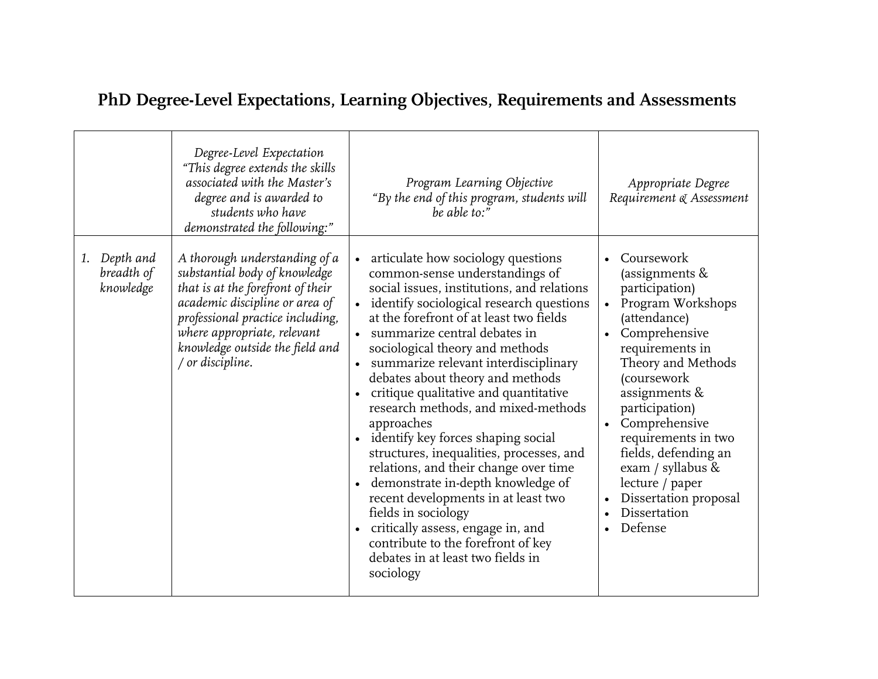# PhD Degree-Level Expectations, Learning Objectives, Requirements and Assessments

| | *Degree-Level Expectation "This degree extends the skills associated with the Master's degree and is awarded to students who have demonstrated the following:"* | *Program Learning Objective "By the end of this program, students will be able to:"* | *Appropriate Degree Requirement & Assessment* |
|---|---|---|---|
| *1. Depth and breadth of knowledge* | *A thorough understanding of a substantial body of knowledge that is at the forefront of their academic discipline or area of professional practice including, where appropriate, relevant knowledge outside the field and / or discipline.* | • articulate how sociology questions common-sense understandings of social issues, institutions, and relations<br>• identify sociological research questions at the forefront of at least two fields<br>• summarize central debates in sociological theory and methods<br>• summarize relevant interdisciplinary debates about theory and methods<br>• critique qualitative and quantitative research methods, and mixed-methods approaches<br>• identify key forces shaping social structures, inequalities, processes, and relations, and their change over time<br>• demonstrate in-depth knowledge of recent developments in at least two fields in sociology<br>• critically assess, engage in, and contribute to the forefront of key debates in at least two fields in sociology | • Coursework (assignments & participation)<br>• Program Workshops (attendance)<br>• Comprehensive requirements in Theory and Methods (coursework assignments & participation)<br>• Comprehensive requirements in two fields, defending an exam / syllabus & lecture / paper<br>• Dissertation proposal<br>• Dissertation<br>• Defense |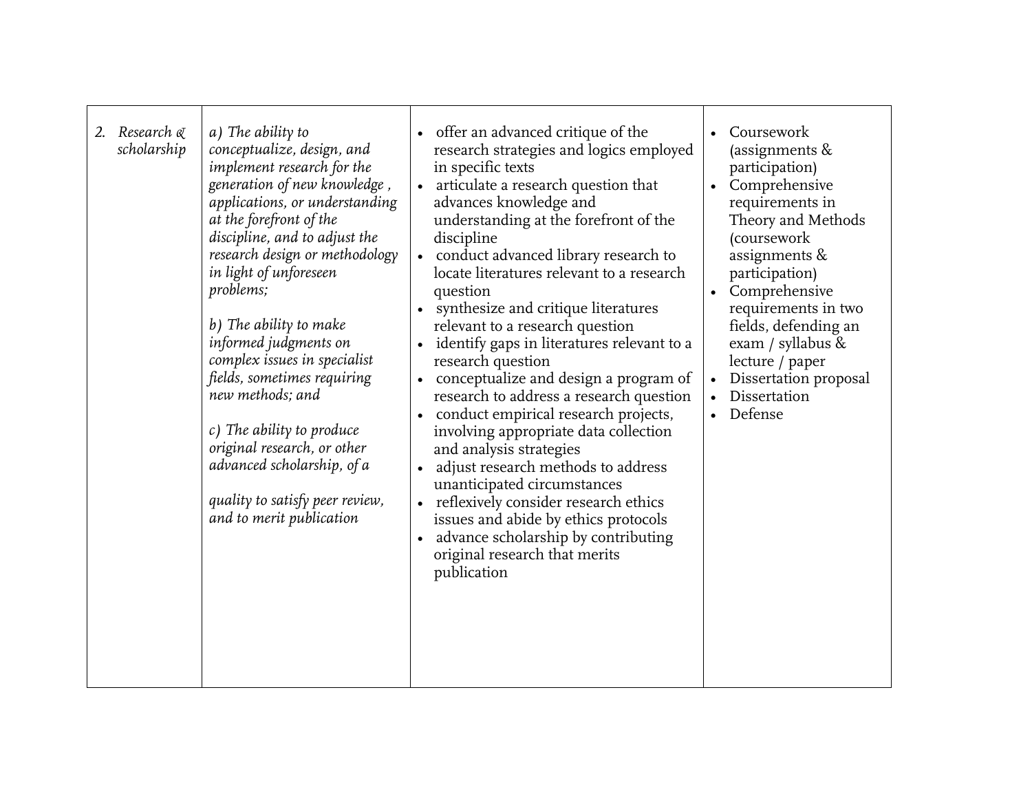| | | | |
|---|---|---|---|
| *2. Research & scholarship* | *a) The ability to conceptualize, design, and implement research for the generation of new knowledge , applications, or understanding at the forefront of the discipline, and to adjust the research design or methodology in light of unforeseen problems;*<br><br>*b) The ability to make informed judgments on complex issues in specialist fields, sometimes requiring new methods; and*<br><br>*c) The ability to produce original research, or other advanced scholarship, of a*<br><br>*quality to satisfy peer review, and to merit publication* | • offer an advanced critique of the research strategies and logics employed in specific texts<br>• articulate a research question that advances knowledge and understanding at the forefront of the discipline<br>• conduct advanced library research to locate literatures relevant to a research question<br>• synthesize and critique literatures relevant to a research question<br>• identify gaps in literatures relevant to a research question<br>• conceptualize and design a program of research to address a research question<br>• conduct empirical research projects, involving appropriate data collection and analysis strategies<br>• adjust research methods to address unanticipated circumstances<br>• reflexively consider research ethics issues and abide by ethics protocols<br>• advance scholarship by contributing original research that merits publication | • Coursework (assignments & participation)<br>• Comprehensive requirements in Theory and Methods (coursework assignments & participation)<br>• Comprehensive requirements in two fields, defending an exam / syllabus & lecture / paper<br>• Dissertation proposal<br>• Dissertation<br>• Defense |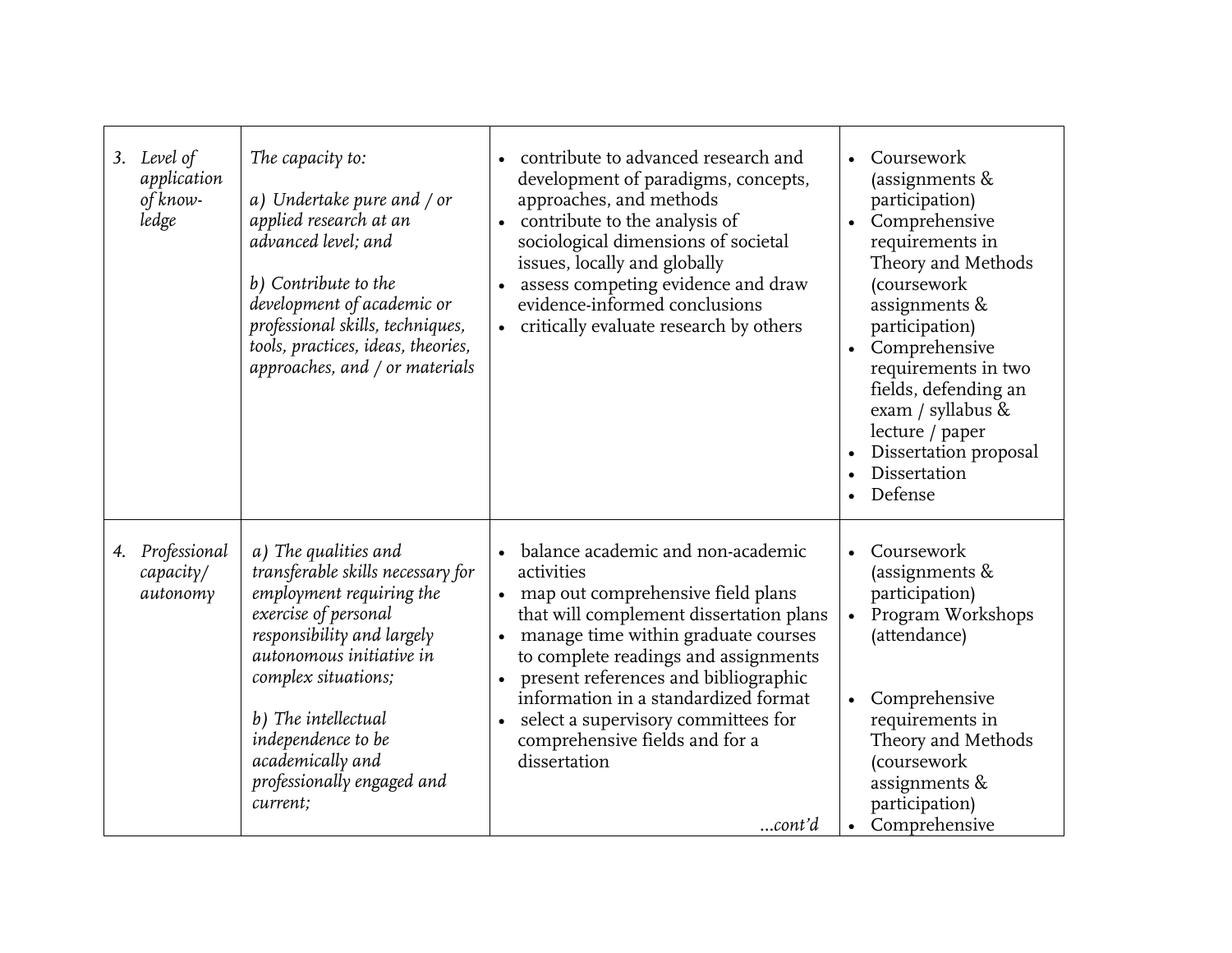| | | | |
|---|---|---|---|
| *3. Level of application of know-ledge* | *The capacity to:*<br><br>*a) Undertake pure and / or applied research at an advanced level; and*<br><br>*b) Contribute to the development of academic or professional skills, techniques, tools, practices, ideas, theories, approaches, and / or materials* | • contribute to advanced research and development of paradigms, concepts, approaches, and methods<br>• contribute to the analysis of sociological dimensions of societal issues, locally and globally<br>• assess competing evidence and draw evidence-informed conclusions<br>• critically evaluate research by others | • Coursework (assignments & participation)<br>• Comprehensive requirements in Theory and Methods (coursework assignments & participation)<br>• Comprehensive requirements in two fields, defending an exam / syllabus & lecture / paper<br>• Dissertation proposal<br>• Dissertation<br>• Defense |
| *4. Professional capacity/ autonomy* | *a) The qualities and transferable skills necessary for employment requiring the exercise of personal responsibility and largely autonomous initiative in complex situations;*<br><br>*b) The intellectual independence to be academically and professionally engaged and current;* | • balance academic and non-academic activities<br>• map out comprehensive field plans that will complement dissertation plans<br>• manage time within graduate courses to complete readings and assignments<br>• present references and bibliographic information in a standardized format<br>• select a supervisory committees for comprehensive fields and for a dissertation<br><br>*...cont'd* | • Coursework (assignments & participation)<br>• Program Workshops (attendance)<br><br>• Comprehensive requirements in Theory and Methods (coursework assignments & participation)<br>• Comprehensive |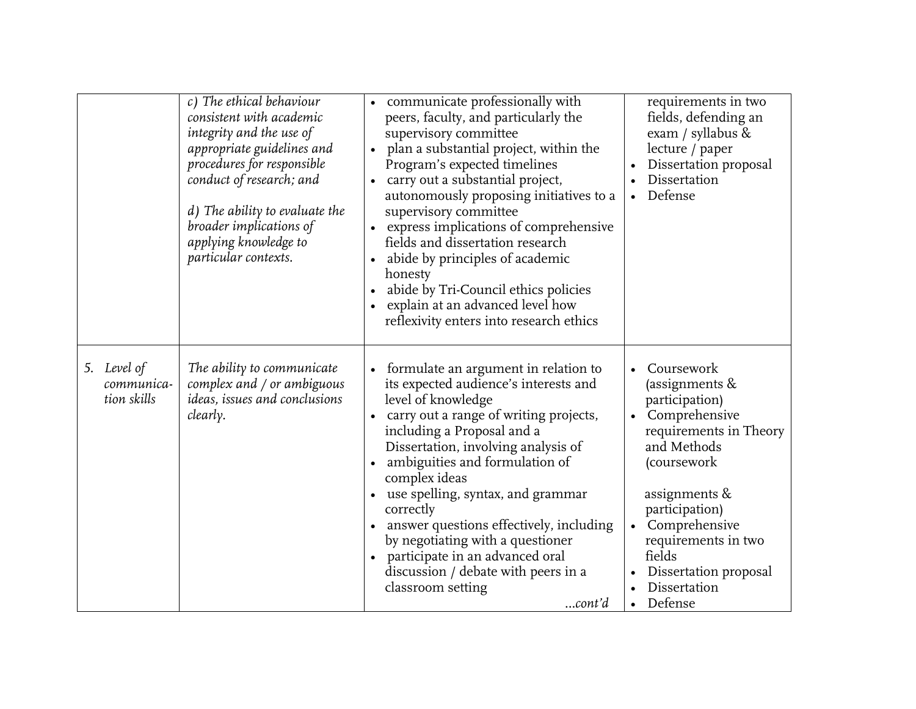| | | | |
|---|---|---|---|
| | *c) The ethical behaviour consistent with academic integrity and the use of appropriate guidelines and procedures for responsible conduct of research; and*<br><br>*d) The ability to evaluate the broader implications of applying knowledge to particular contexts.* | • communicate professionally with peers, faculty, and particularly the supervisory committee<br>• plan a substantial project, within the Program's expected timelines<br>• carry out a substantial project, autonomously proposing initiatives to a supervisory committee<br>• express implications of comprehensive fields and dissertation research<br>• abide by principles of academic honesty<br>• abide by Tri-Council ethics policies<br>• explain at an advanced level how reflexivity enters into research ethics | requirements in two fields, defending an exam / syllabus & lecture / paper<br>• Dissertation proposal<br>• Dissertation<br>• Defense |
| *5. Level of communication skills* | *The ability to communicate complex and / or ambiguous ideas, issues and conclusions clearly.* | • formulate an argument in relation to its expected audience's interests and level of knowledge<br>• carry out a range of writing projects, including a Proposal and a Dissertation, involving analysis of<br>• ambiguities and formulation of complex ideas<br>• use spelling, syntax, and grammar correctly<br>• answer questions effectively, including by negotiating with a questioner<br>• participate in an advanced oral discussion / debate with peers in a classroom setting<br>*...cont'd* | • Coursework (assignments & participation)<br>• Comprehensive requirements in Theory and Methods (coursework assignments & participation)<br>• Comprehensive requirements in two fields<br>• Dissertation proposal<br>• Dissertation<br>• Defense |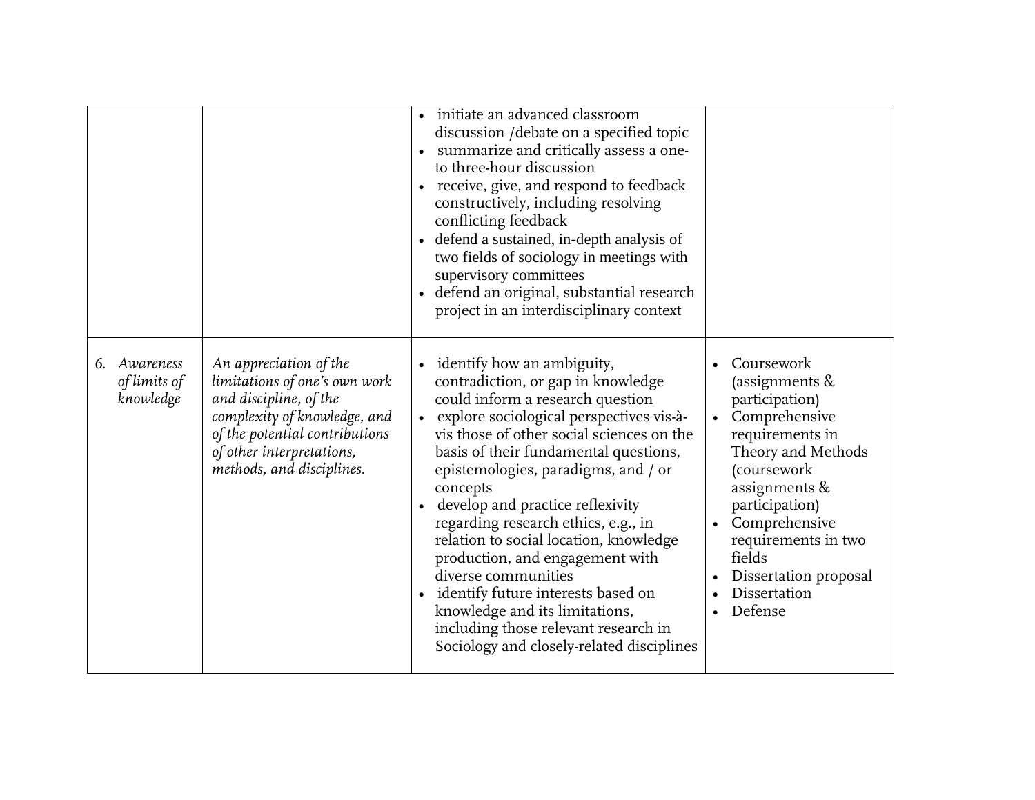| | | | |
|---|---|---|---|
| | | • initiate an advanced classroom discussion /debate on a specified topic<br>• summarize and critically assess a one-to three-hour discussion<br>• receive, give, and respond to feedback constructively, including resolving conflicting feedback<br>• defend a sustained, in-depth analysis of two fields of sociology in meetings with supervisory committees<br>• defend an original, substantial research project in an interdisciplinary context | |
| *6. Awareness of limits of knowledge* | *An appreciation of the limitations of one's own work and discipline, of the complexity of knowledge, and of the potential contributions of other interpretations, methods, and disciplines.* | • identify how an ambiguity, contradiction, or gap in knowledge could inform a research question<br>• explore sociological perspectives vis-à-vis those of other social sciences on the basis of their fundamental questions, epistemologies, paradigms, and / or concepts<br>• develop and practice reflexivity regarding research ethics, e.g., in relation to social location, knowledge production, and engagement with diverse communities<br>• identify future interests based on knowledge and its limitations, including those relevant research in Sociology and closely-related disciplines | • Coursework (assignments & participation)<br>• Comprehensive requirements in Theory and Methods (coursework assignments & participation)<br>• Comprehensive requirements in two fields<br>• Dissertation proposal<br>• Dissertation<br>• Defense |